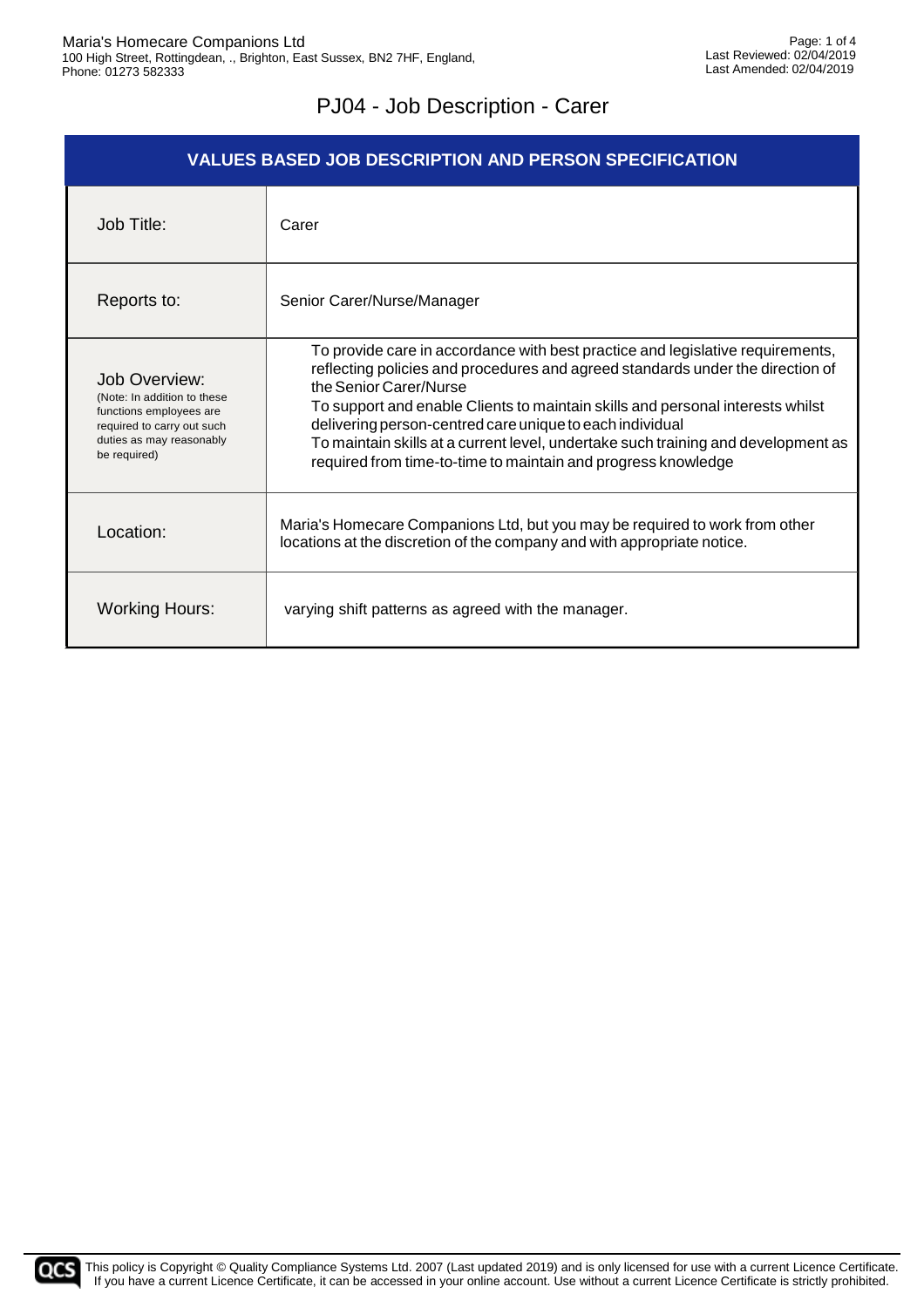# PJ04 - Job Description - Carer

| VALUES BASED JOB DESCRIPTION AND PERSON SPECIFICATION | |
|---|---|
| Job Title: | Carer |
| Reports to: | Senior Carer/Nurse/Manager |
| Job Overview:<br>(Note: In addition to these functions employees are required to carry out such duties as may reasonably be required) | To provide care in accordance with best practice and legislative requirements, reflecting policies and procedures and agreed standards under the direction of the Senior Carer/Nurse<br>To support and enable Clients to maintain skills and personal interests whilst delivering person-centred care unique to each individual<br>To maintain skills at a current level, undertake such training and development as required from time-to-time to maintain and progress knowledge |
| Location: | Maria's Homecare Companions Ltd, but you may be required to work from other locations at the discretion of the company and with appropriate notice. |
| Working Hours: | varying shift patterns as agreed with the manager. |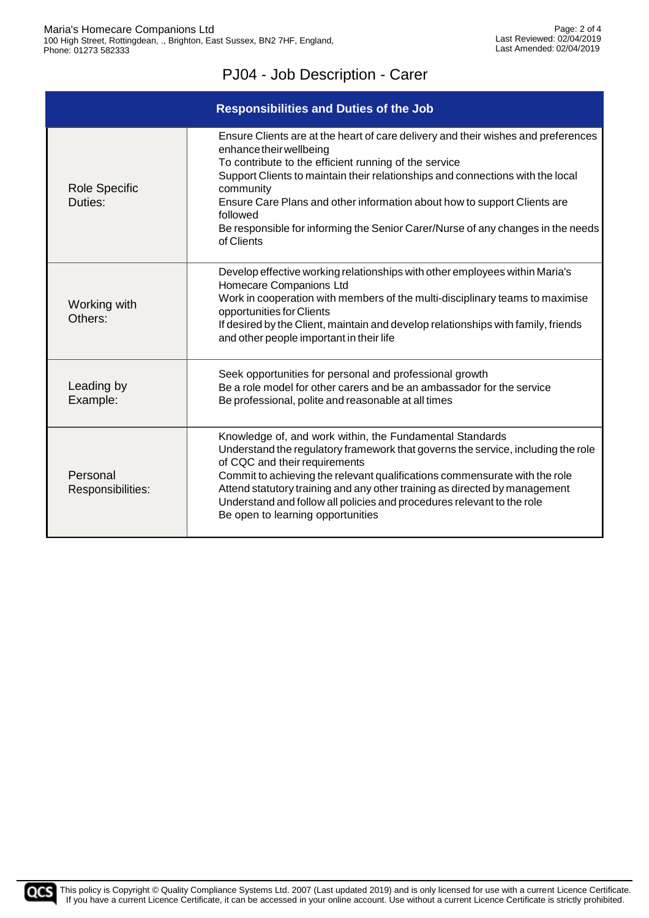# PJ04 - Job Description - Carer

| Responsibilities and Duties of the Job | |
|---|---|
| Role Specific Duties: | Ensure Clients are at the heart of care delivery and their wishes and preferences enhance their wellbeing<br>To contribute to the efficient running of the service<br>Support Clients to maintain their relationships and connections with the local community<br>Ensure Care Plans and other information about how to support Clients are followed<br>Be responsible for informing the Senior Carer/Nurse of any changes in the needs of Clients |
| Working with Others: | Develop effective working relationships with other employees within Maria's Homecare Companions Ltd<br>Work in cooperation with members of the multi-disciplinary teams to maximise opportunities for Clients<br>If desired by the Client, maintain and develop relationships with family, friends and other people important in their life |
| Leading by Example: | Seek opportunities for personal and professional growth<br>Be a role model for other carers and be an ambassador for the service<br>Be professional, polite and reasonable at all times |
| Personal Responsibilities: | Knowledge of, and work within, the Fundamental Standards<br>Understand the regulatory framework that governs the service, including the role of CQC and their requirements<br>Commit to achieving the relevant qualifications commensurate with the role<br>Attend statutory training and any other training as directed by management<br>Understand and follow all policies and procedures relevant to the role<br>Be open to learning opportunities |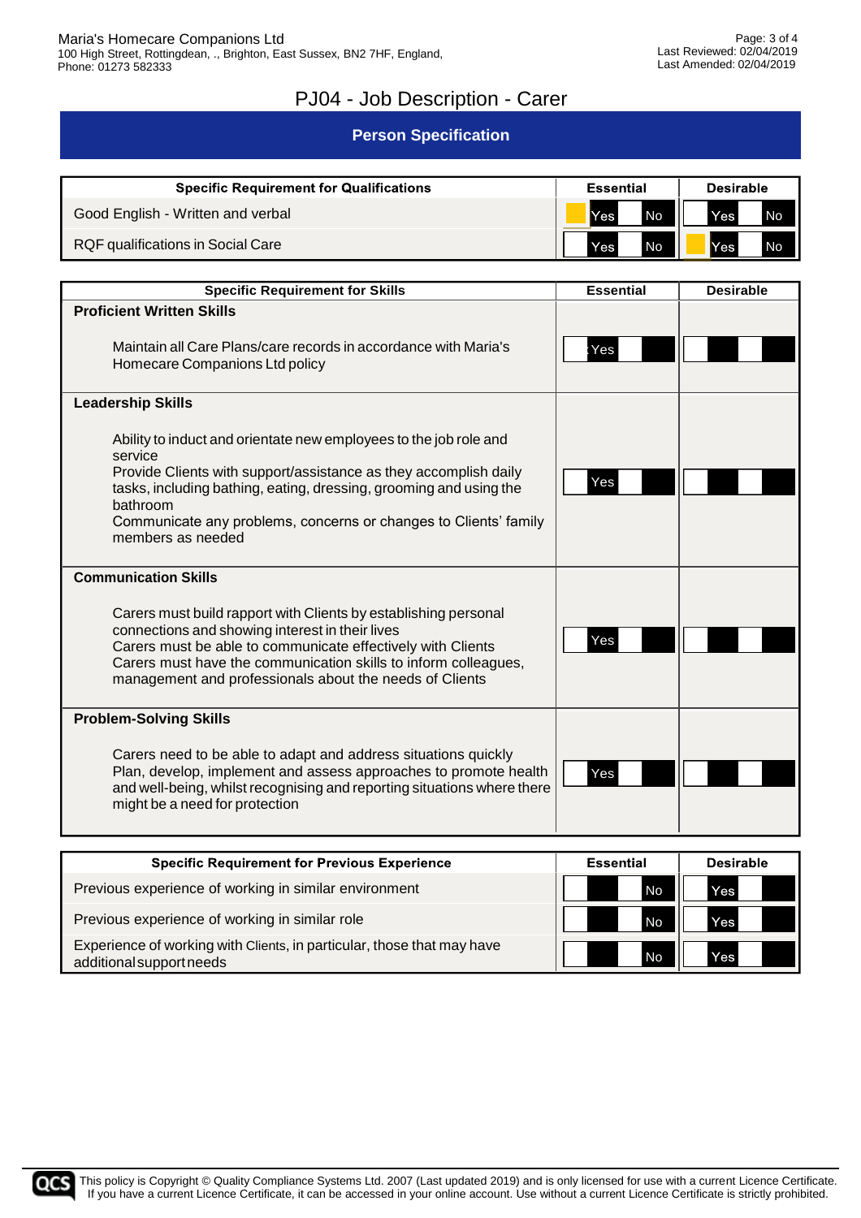# PJ04 - Job Description - Carer

## Person Specification

| Specific Requirement for Qualifications | Essential | Desirable |
|---|---|---|
| Good English - Written and verbal | Yes | |
| RQF qualifications in Social Care | | Yes |

| Specific Requirement for Skills | Essential | Desirable |
|---|---|---|
| **Proficient Written Skills**<br><br>Maintain all Care Plans/care records in accordance with Maria's Homecare Companions Ltd policy | Yes | |
| **Leadership Skills**<br><br>Ability to induct and orientate new employees to the job role and service<br>Provide Clients with support/assistance as they accomplish daily tasks, including bathing, eating, dressing, grooming and using the bathroom<br>Communicate any problems, concerns or changes to Clients' family members as needed | Yes | |
| **Communication Skills**<br><br>Carers must build rapport with Clients by establishing personal connections and showing interest in their lives<br>Carers must be able to communicate effectively with Clients<br>Carers must have the communication skills to inform colleagues, management and professionals about the needs of Clients | Yes | |
| **Problem-Solving Skills**<br><br>Carers need to be able to adapt and address situations quickly<br>Plan, develop, implement and assess approaches to promote health and well-being, whilst recognising and reporting situations where there might be a need for protection | Yes | |

| Specific Requirement for Previous Experience | Essential | Desirable |
|---|---|---|
| Previous experience of working in similar environment | No | Yes |
| Previous experience of working in similar role | No | Yes |
| Experience of working with Clients, in particular, those that may have additional support needs | No | Yes |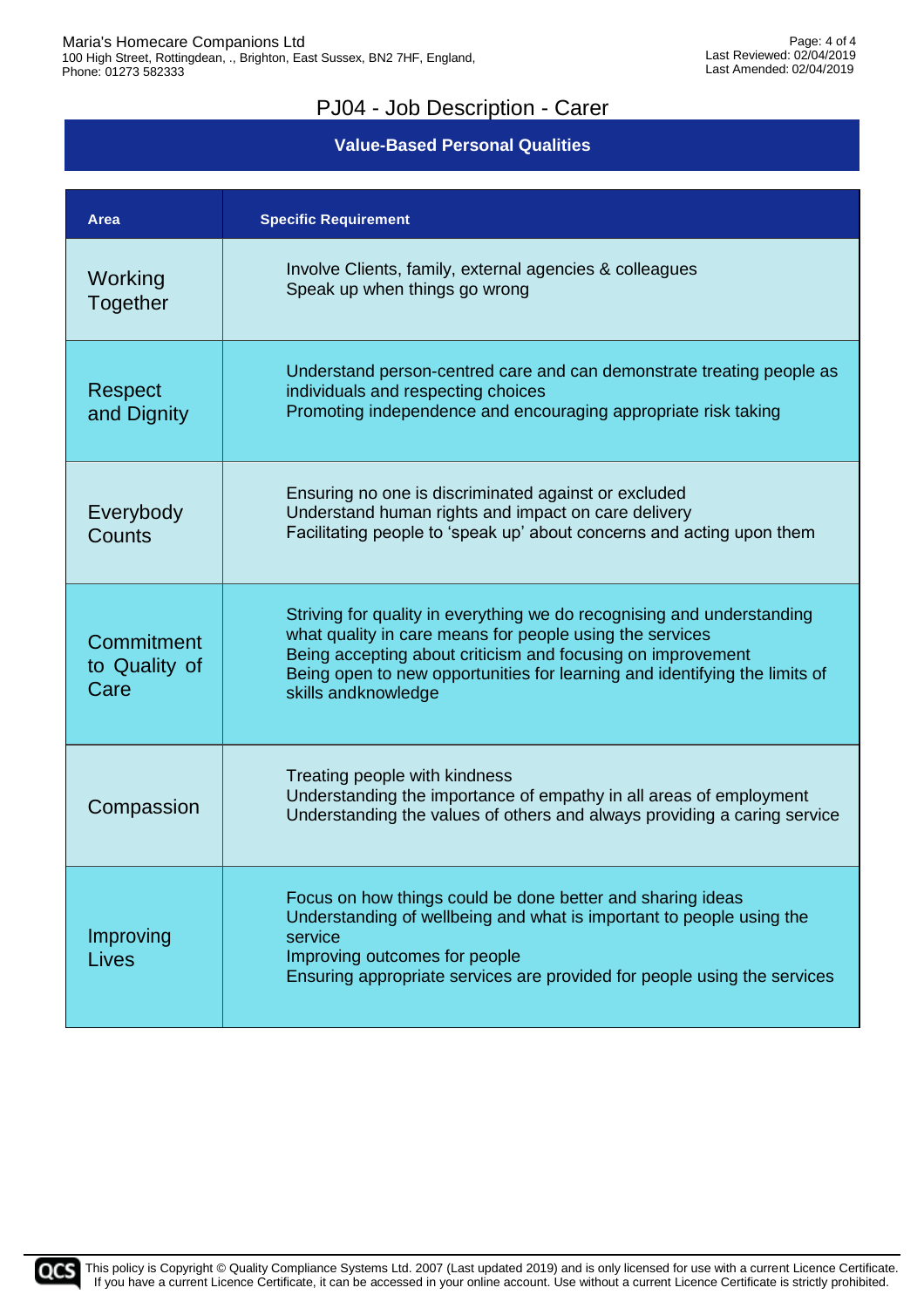# PJ04 - Job Description - Carer

## Value-Based Personal Qualities

| Area | Specific Requirement |
|---|---|
| Working Together | Involve Clients, family, external agencies & colleagues<br>Speak up when things go wrong |
| Respect and Dignity | Understand person-centred care and can demonstrate treating people as individuals and respecting choices<br>Promoting independence and encouraging appropriate risk taking |
| Everybody Counts | Ensuring no one is discriminated against or excluded<br>Understand human rights and impact on care delivery<br>Facilitating people to 'speak up' about concerns and acting upon them |
| Commitment to Quality of Care | Striving for quality in everything we do recognising and understanding what quality in care means for people using the services<br>Being accepting about criticism and focusing on improvement<br>Being open to new opportunities for learning and identifying the limits of skills andknowledge |
| Compassion | Treating people with kindness<br>Understanding the importance of empathy in all areas of employment<br>Understanding the values of others and always providing a caring service |
| Improving Lives | Focus on how things could be done better and sharing ideas<br>Understanding of wellbeing and what is important to people using the service<br>Improving outcomes for people<br>Ensuring appropriate services are provided for people using the services |